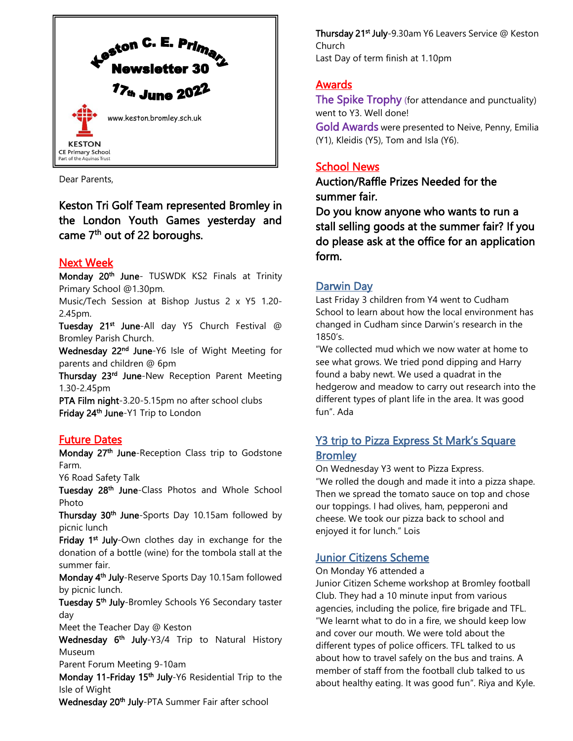# Keston C. E. Primary Newsletter 30

**17th June 2022**

www.keston.bromley.sch.uk

KESTON
CE Primary School
Part of the Aquinas Trust

Dear Parents,

**Keston Tri Golf Team represented Bromley in the London Youth Games yesterday and came 7th out of 22 boroughs.**

## Next Week

**Monday 20th June**- TUSWDK KS2 Finals at Trinity Primary School @1.30pm.

Music/Tech Session at Bishop Justus 2 x Y5 1.20-2.45pm.

**Tuesday 21st June**-All day Y5 Church Festival @ Bromley Parish Church.

**Wednesday 22nd June**-Y6 Isle of Wight Meeting for parents and children @ 6pm

**Thursday 23rd June**-New Reception Parent Meeting 1.30-2.45pm

**PTA Film night**-3.20-5.15pm no after school clubs

**Friday 24th June**-Y1 Trip to London

## Future Dates

**Monday 27th June**-Reception Class trip to Godstone Farm.

Y6 Road Safety Talk

**Tuesday 28th June**-Class Photos and Whole School Photo

**Thursday 30th June**-Sports Day 10.15am followed by picnic lunch

**Friday 1st July**-Own clothes day in exchange for the donation of a bottle (wine) for the tombola stall at the summer fair.

**Monday 4th July**-Reserve Sports Day 10.15am followed by picnic lunch.

**Tuesday 5th July**-Bromley Schools Y6 Secondary taster day

Meet the Teacher Day @ Keston

**Wednesday 6th July**-Y3/4 Trip to Natural History Museum

Parent Forum Meeting 9-10am

**Monday 11-Friday 15th July**-Y6 Residential Trip to the Isle of Wight

**Wednesday 20th July**-PTA Summer Fair after school

**Thursday 21st July**-9.30am Y6 Leavers Service @ Keston Church

Last Day of term finish at 1.10pm

## Awards

**The Spike Trophy** (for attendance and punctuality) went to Y3. Well done!

**Gold Awards** were presented to Neive, Penny, Emilia (Y1), Kleidis (Y5), Tom and Isla (Y6).

## School News

**Auction/Raffle Prizes Needed for the summer fair.**

**Do you know anyone who wants to run a stall selling goods at the summer fair? If you do please ask at the office for an application form.**

## Darwin Day

Last Friday 3 children from Y4 went to Cudham School to learn about how the local environment has changed in Cudham since Darwin's research in the 1850's.

"We collected mud which we now water at home to see what grows. We tried pond dipping and Harry found a baby newt. We used a quadrat in the hedgerow and meadow to carry out research into the different types of plant life in the area. It was good fun". Ada

## Y3 trip to Pizza Express St Mark's Square Bromley

On Wednesday Y3 went to Pizza Express.

"We rolled the dough and made it into a pizza shape. Then we spread the tomato sauce on top and chose our toppings. I had olives, ham, pepperoni and cheese. We took our pizza back to school and enjoyed it for lunch." Lois

## Junior Citizens Scheme

On Monday Y6 attended a Junior Citizen Scheme workshop at Bromley football Club. They had a 10 minute input from various agencies, including the police, fire brigade and TFL. "We learnt what to do in a fire, we should keep low and cover our mouth. We were told about the different types of police officers. TFL talked to us about how to travel safely on the bus and trains. A member of staff from the football club talked to us about healthy eating. It was good fun". Riya and Kyle.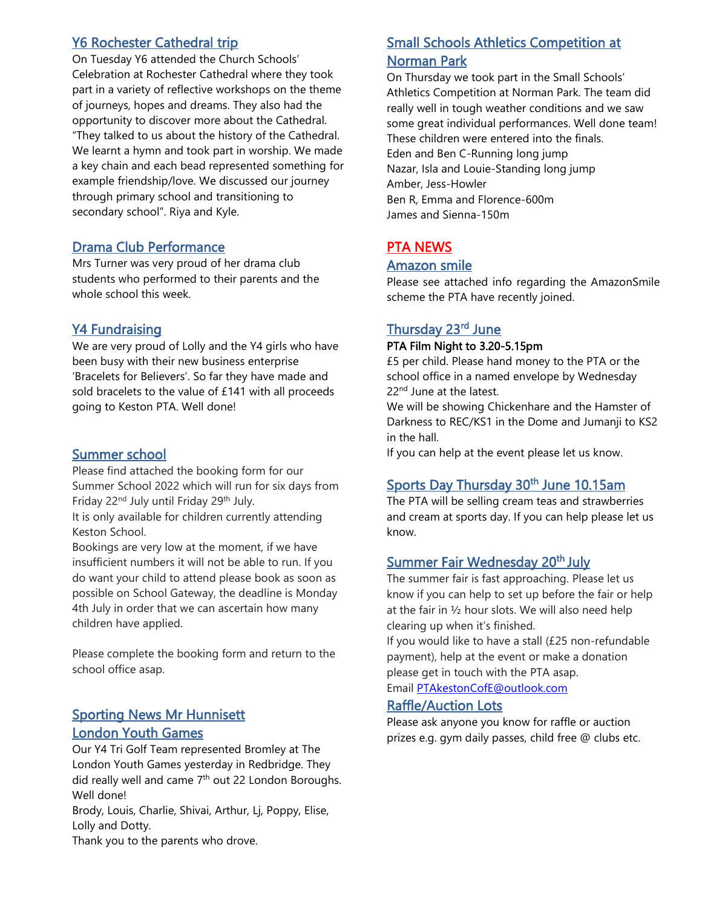## Y6 Rochester Cathedral trip

On Tuesday Y6 attended the Church Schools' Celebration at Rochester Cathedral where they took part in a variety of reflective workshops on the theme of journeys, hopes and dreams. They also had the opportunity to discover more about the Cathedral. "They talked to us about the history of the Cathedral. We learnt a hymn and took part in worship. We made a key chain and each bead represented something for example friendship/love. We discussed our journey through primary school and transitioning to secondary school". Riya and Kyle.

## Drama Club Performance

Mrs Turner was very proud of her drama club students who performed to their parents and the whole school this week.

## Y4 Fundraising

We are very proud of Lolly and the Y4 girls who have been busy with their new business enterprise 'Bracelets for Believers'. So far they have made and sold bracelets to the value of £141 with all proceeds going to Keston PTA. Well done!

## Summer school

Please find attached the booking form for our Summer School 2022 which will run for six days from Friday 22nd July until Friday 29th July.

It is only available for children currently attending Keston School.

Bookings are very low at the moment, if we have insufficient numbers it will not be able to run. If you do want your child to attend please book as soon as possible on School Gateway, the deadline is Monday 4th July in order that we can ascertain how many children have applied.

Please complete the booking form and return to the school office asap.

## Sporting News Mr Hunnisett

## London Youth Games

Our Y4 Tri Golf Team represented Bromley at The London Youth Games yesterday in Redbridge. They did really well and came 7th out 22 London Boroughs. Well done!

Brody, Louis, Charlie, Shivai, Arthur, Lj, Poppy, Elise, Lolly and Dotty.

Thank you to the parents who drove.

## Small Schools Athletics Competition at Norman Park

On Thursday we took part in the Small Schools' Athletics Competition at Norman Park. The team did really well in tough weather conditions and we saw some great individual performances. Well done team!

These children were entered into the finals.

Eden and Ben C-Running long jump
Nazar, Isla and Louie-Standing long jump
Amber, Jess-Howler
Ben R, Emma and Florence-600m
James and Sienna-150m

## PTA NEWS

## Amazon smile

Please see attached info regarding the AmazonSmile scheme the PTA have recently joined.

## Thursday 23rd June

**PTA Film Night to 3.20-5.15pm**

£5 per child. Please hand money to the PTA or the school office in a named envelope by Wednesday 22nd June at the latest.

We will be showing Chickenhare and the Hamster of Darkness to REC/KS1 in the Dome and Jumanji to KS2 in the hall.

If you can help at the event please let us know.

## Sports Day Thursday 30th June 10.15am

The PTA will be selling cream teas and strawberries and cream at sports day. If you can help please let us know.

## Summer Fair Wednesday 20th July

The summer fair is fast approaching. Please let us know if you can help to set up before the fair or help at the fair in ½ hour slots. We will also need help clearing up when it's finished.

If you would like to have a stall (£25 non-refundable payment), help at the event or make a donation please get in touch with the PTA asap.

Email PTAkestonCofE@outlook.com

## Raffle/Auction Lots

Please ask anyone you know for raffle or auction prizes e.g. gym daily passes, child free @ clubs etc.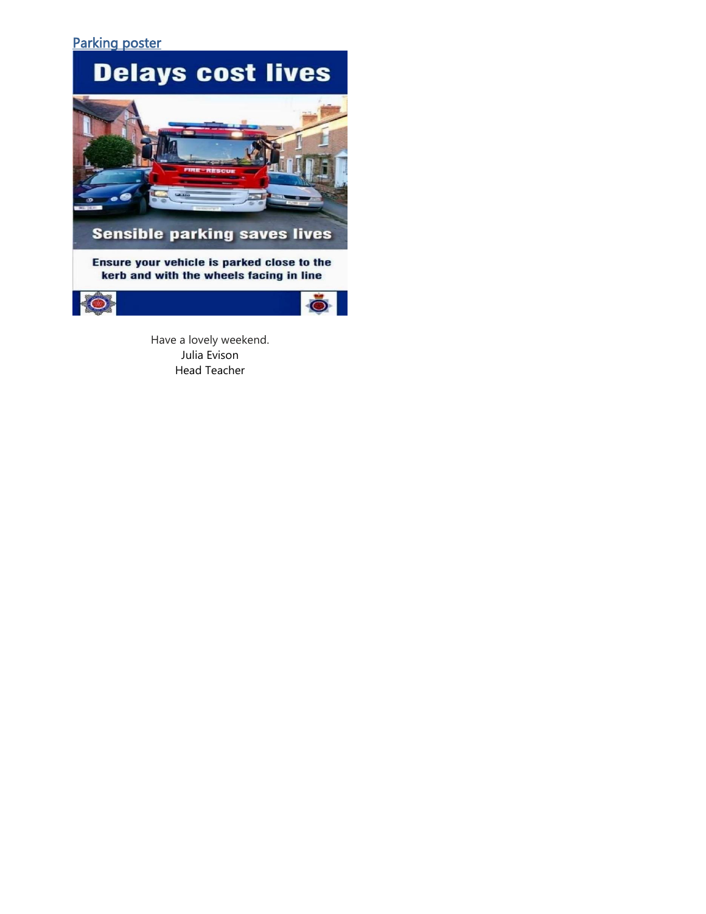Parking poster

Delays cost lives

Sensible parking saves lives

Ensure your vehicle is parked close to the kerb and with the wheels facing in line

Have a lovely weekend.
Julia Evison
Head Teacher